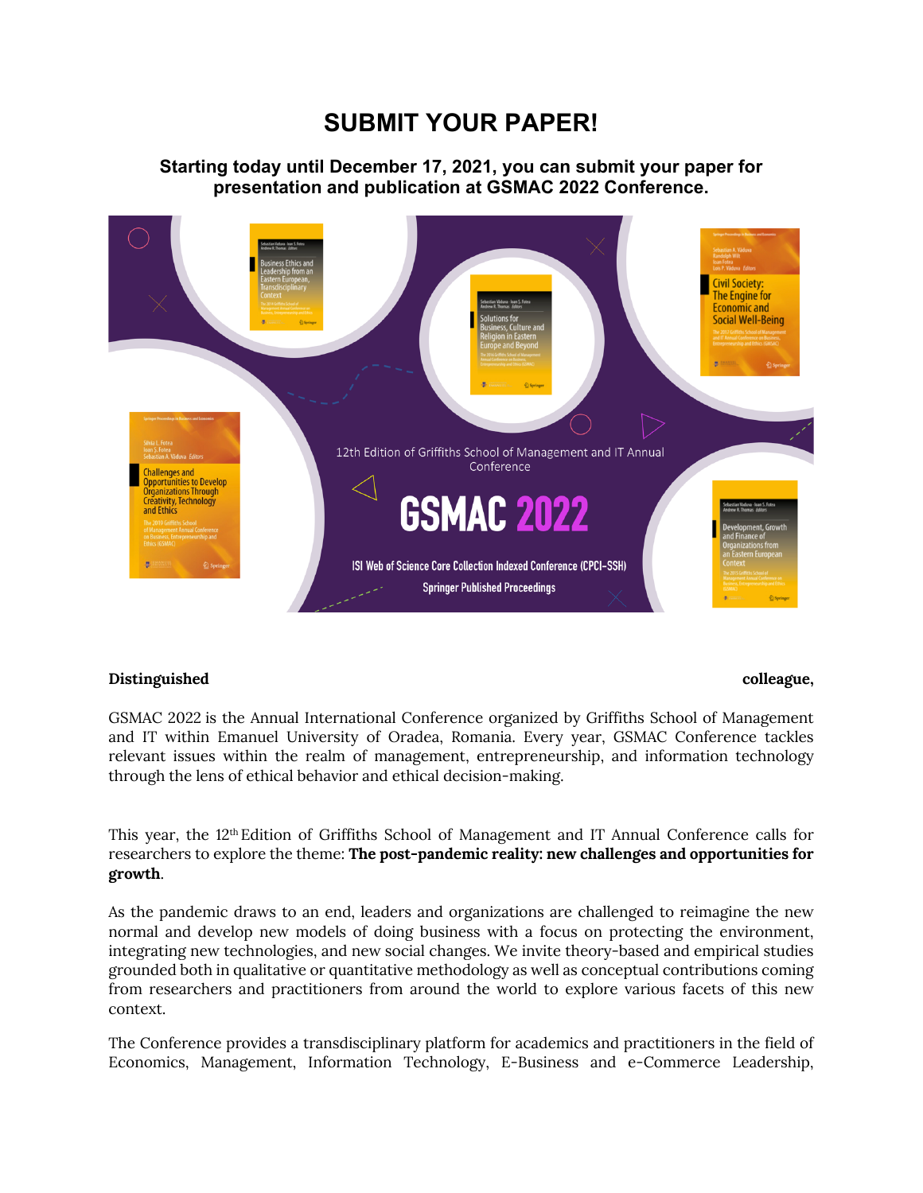# SUBMIT YOUR PAPER!

**Starting today until December 17, 2021, you can submit your paper for presentation and publication at GSMAC 2022 Conference.**

**Distinguished colleague,**

GSMAC 2022 is the Annual International Conference organized by Griffiths School of Management and IT within Emanuel University of Oradea, Romania. Every year, GSMAC Conference tackles relevant issues within the realm of management, entrepreneurship, and information technology through the lens of ethical behavior and ethical decision-making.

This year, the 12th Edition of Griffiths School of Management and IT Annual Conference calls for researchers to explore the theme: **The post-pandemic reality: new challenges and opportunities for growth**.

As the pandemic draws to an end, leaders and organizations are challenged to reimagine the new normal and develop new models of doing business with a focus on protecting the environment, integrating new technologies, and new social changes. We invite theory-based and empirical studies grounded both in qualitative or quantitative methodology as well as conceptual contributions coming from researchers and practitioners from around the world to explore various facets of this new context.

The Conference provides a transdisciplinary platform for academics and practitioners in the field of Economics, Management, Information Technology, E-Business and e-Commerce Leadership,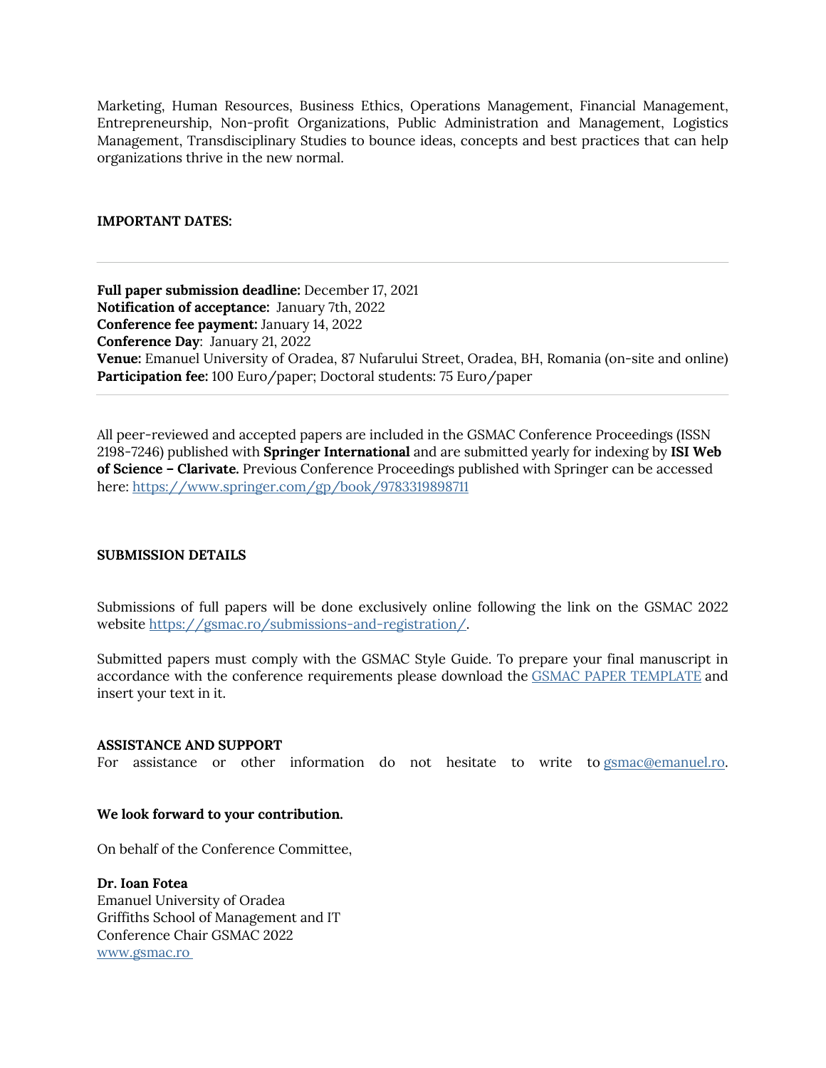Marketing, Human Resources, Business Ethics, Operations Management, Financial Management, Entrepreneurship, Non-profit Organizations, Public Administration and Management, Logistics Management, Transdisciplinary Studies to bounce ideas, concepts and best practices that can help organizations thrive in the new normal.

**IMPORTANT DATES:**

---

**Full paper submission deadline:** December 17, 2021
**Notification of acceptance:** January 7th, 2022
**Conference fee payment:** January 14, 2022
**Conference Day**: January 21, 2022
**Venue:** Emanuel University of Oradea, 87 Nufarului Street, Oradea, BH, Romania (on-site and online)
**Participation fee:** 100 Euro/paper; Doctoral students: 75 Euro/paper

---

All peer-reviewed and accepted papers are included in the GSMAC Conference Proceedings (ISSN 2198-7246) published with **Springer International** and are submitted yearly for indexing by **ISI Web of Science – Clarivate.** Previous Conference Proceedings published with Springer can be accessed here: [https://www.springer.com/gp/book/9783319898711](https://www.springer.com/gp/book/9783319898711)

**SUBMISSION DETAILS**

Submissions of full papers will be done exclusively online following the link on the GSMAC 2022 website [https://gsmac.ro/submissions-and-registration/](https://gsmac.ro/submissions-and-registration/).

Submitted papers must comply with the GSMAC Style Guide. To prepare your final manuscript in accordance with the conference requirements please download the GSMAC PAPER TEMPLATE and insert your text in it.

**ASSISTANCE AND SUPPORT**
For assistance or other information do not hesitate to write to [gsmac@emanuel.ro](mailto:gsmac@emanuel.ro).

**We look forward to your contribution.**

On behalf of the Conference Committee,

**Dr. Ioan Fotea**
Emanuel University of Oradea
Griffiths School of Management and IT
Conference Chair GSMAC 2022
[www.gsmac.ro](http://www.gsmac.ro)